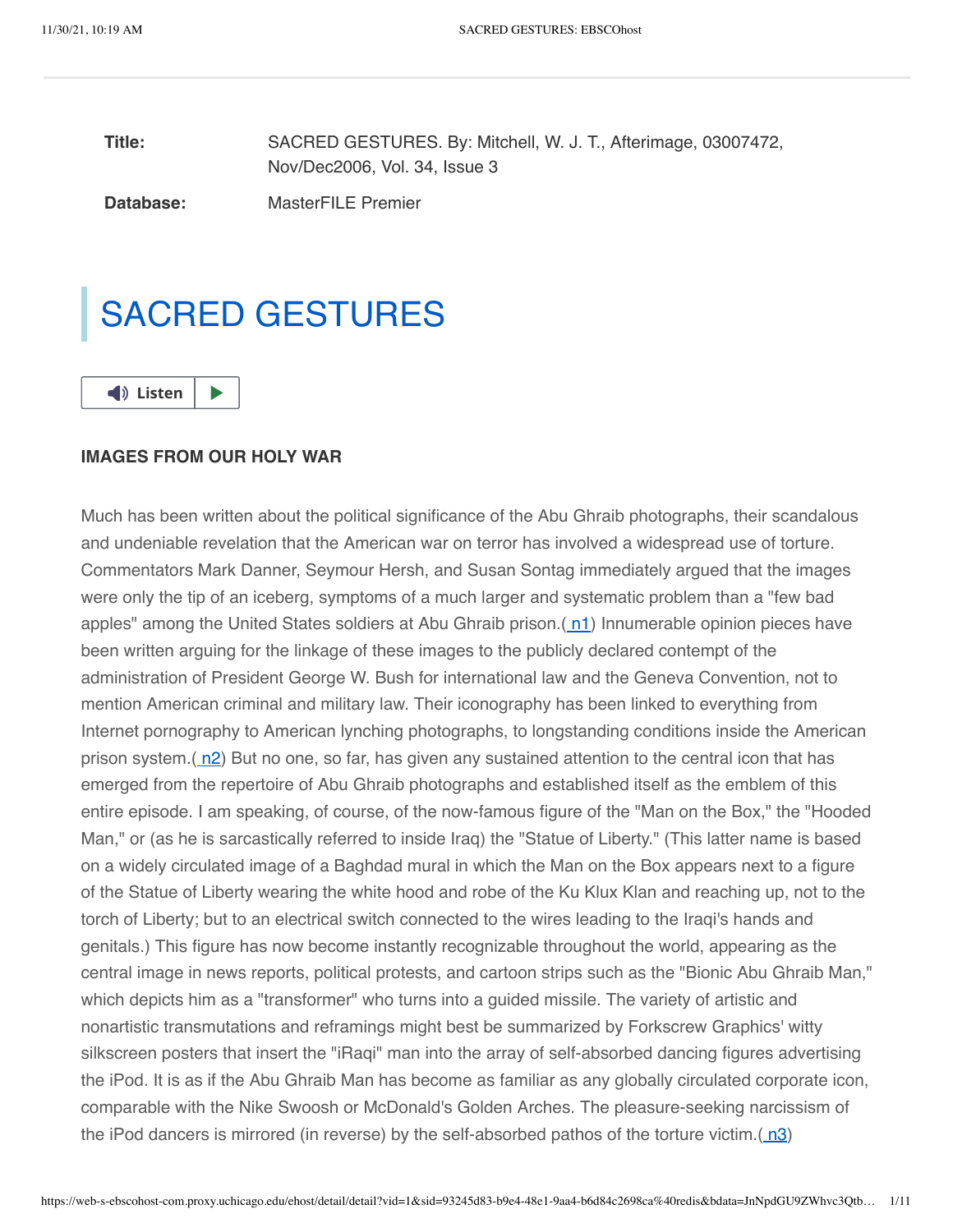| **Title:** | SACRED GESTURES. By: Mitchell, W. J. T., Afterimage, 03007472, Nov/Dec2006, Vol. 34, Issue 3 |
| --- | --- |
| **Database:** | MasterFILE Premier |

# SACRED GESTURES

**IMAGES FROM OUR HOLY WAR**

Much has been written about the political significance of the Abu Ghraib photographs, their scandalous and undeniable revelation that the American war on terror has involved a widespread use of torture. Commentators Mark Danner, Seymour Hersh, and Susan Sontag immediately argued that the images were only the tip of an iceberg, symptoms of a much larger and systematic problem than a "few bad apples" among the United States soldiers at Abu Ghraib prison.(n1) Innumerable opinion pieces have been written arguing for the linkage of these images to the publicly declared contempt of the administration of President George W. Bush for international law and the Geneva Convention, not to mention American criminal and military law. Their iconography has been linked to everything from Internet pornography to American lynching photographs, to longstanding conditions inside the American prison system.(n2) But no one, so far, has given any sustained attention to the central icon that has emerged from the repertoire of Abu Ghraib photographs and established itself as the emblem of this entire episode. I am speaking, of course, of the now-famous figure of the "Man on the Box," the "Hooded Man," or (as he is sarcastically referred to inside Iraq) the "Statue of Liberty." (This latter name is based on a widely circulated image of a Baghdad mural in which the Man on the Box appears next to a figure of the Statue of Liberty wearing the white hood and robe of the Ku Klux Klan and reaching up, not to the torch of Liberty; but to an electrical switch connected to the wires leading to the Iraqi's hands and genitals.) This figure has now become instantly recognizable throughout the world, appearing as the central image in news reports, political protests, and cartoon strips such as the "Bionic Abu Ghraib Man," which depicts him as a "transformer" who turns into a guided missile. The variety of artistic and nonartistic transmutations and reframings might best be summarized by Forkscrew Graphics' witty silkscreen posters that insert the "iRaqi" man into the array of self-absorbed dancing figures advertising the iPod. It is as if the Abu Ghraib Man has become as familiar as any globally circulated corporate icon, comparable with the Nike Swoosh or McDonald's Golden Arches. The pleasure-seeking narcissism of the iPod dancers is mirrored (in reverse) by the self-absorbed pathos of the torture victim.(n3)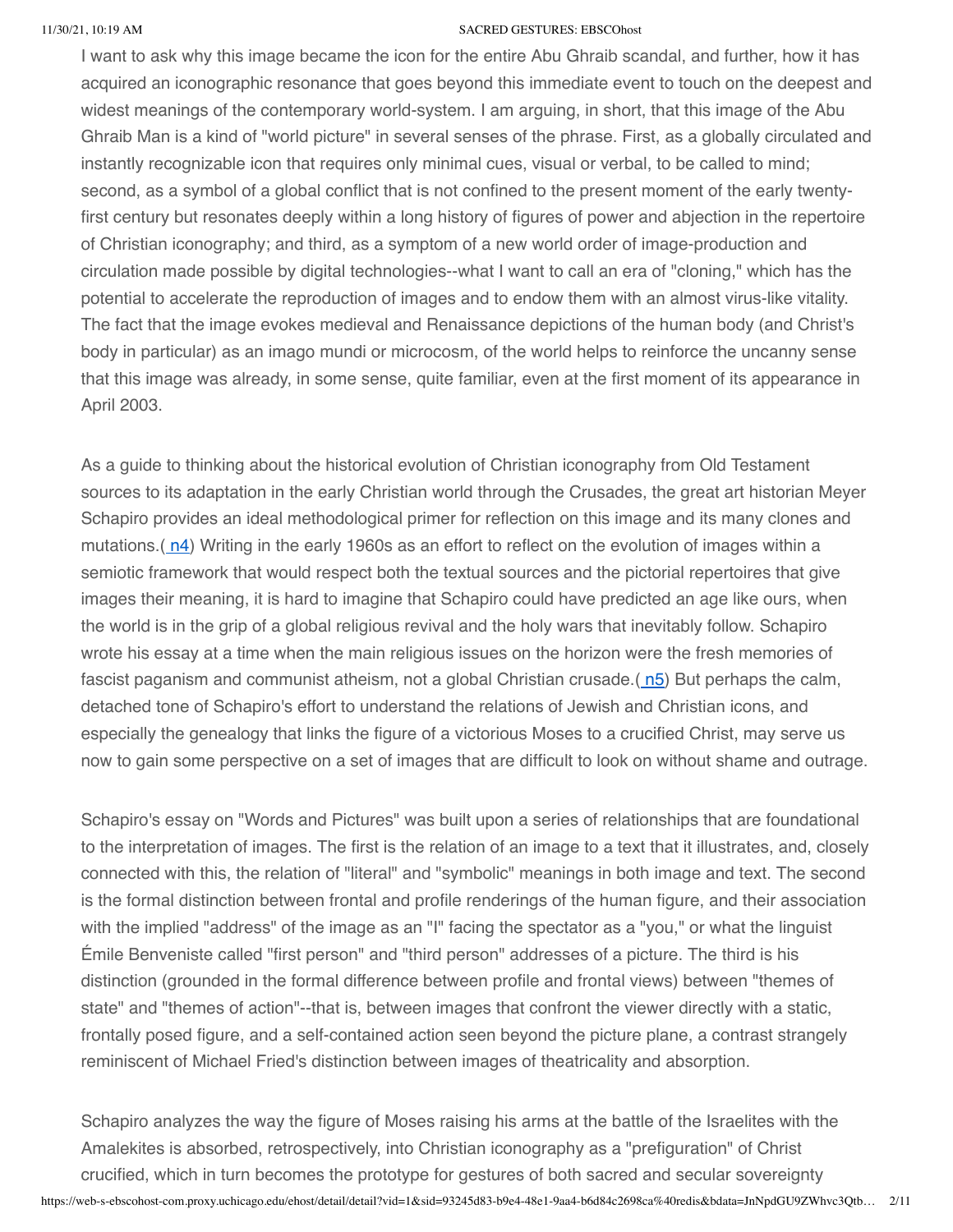I want to ask why this image became the icon for the entire Abu Ghraib scandal, and further, how it has acquired an iconographic resonance that goes beyond this immediate event to touch on the deepest and widest meanings of the contemporary world-system. I am arguing, in short, that this image of the Abu Ghraib Man is a kind of "world picture" in several senses of the phrase. First, as a globally circulated and instantly recognizable icon that requires only minimal cues, visual or verbal, to be called to mind; second, as a symbol of a global conflict that is not confined to the present moment of the early twenty-first century but resonates deeply within a long history of figures of power and abjection in the repertoire of Christian iconography; and third, as a symptom of a new world order of image-production and circulation made possible by digital technologies--what I want to call an era of "cloning," which has the potential to accelerate the reproduction of images and to endow them with an almost virus-like vitality. The fact that the image evokes medieval and Renaissance depictions of the human body (and Christ's body in particular) as an imago mundi or microcosm, of the world helps to reinforce the uncanny sense that this image was already, in some sense, quite familiar, even at the first moment of its appearance in April 2003.

As a guide to thinking about the historical evolution of Christian iconography from Old Testament sources to its adaptation in the early Christian world through the Crusades, the great art historian Meyer Schapiro provides an ideal methodological primer for reflection on this image and its many clones and mutations.( n4) Writing in the early 1960s as an effort to reflect on the evolution of images within a semiotic framework that would respect both the textual sources and the pictorial repertoires that give images their meaning, it is hard to imagine that Schapiro could have predicted an age like ours, when the world is in the grip of a global religious revival and the holy wars that inevitably follow. Schapiro wrote his essay at a time when the main religious issues on the horizon were the fresh memories of fascist paganism and communist atheism, not a global Christian crusade.( n5) But perhaps the calm, detached tone of Schapiro's effort to understand the relations of Jewish and Christian icons, and especially the genealogy that links the figure of a victorious Moses to a crucified Christ, may serve us now to gain some perspective on a set of images that are difficult to look on without shame and outrage.

Schapiro's essay on "Words and Pictures" was built upon a series of relationships that are foundational to the interpretation of images. The first is the relation of an image to a text that it illustrates, and, closely connected with this, the relation of "literal" and "symbolic" meanings in both image and text. The second is the formal distinction between frontal and profile renderings of the human figure, and their association with the implied "address" of the image as an "I" facing the spectator as a "you," or what the linguist Émile Benveniste called "first person" and "third person" addresses of a picture. The third is his distinction (grounded in the formal difference between profile and frontal views) between "themes of state" and "themes of action"--that is, between images that confront the viewer directly with a static, frontally posed figure, and a self-contained action seen beyond the picture plane, a contrast strangely reminiscent of Michael Fried's distinction between images of theatricality and absorption.

Schapiro analyzes the way the figure of Moses raising his arms at the battle of the Israelites with the Amalekites is absorbed, retrospectively, into Christian iconography as a "prefiguration" of Christ crucified, which in turn becomes the prototype for gestures of both sacred and secular sovereignty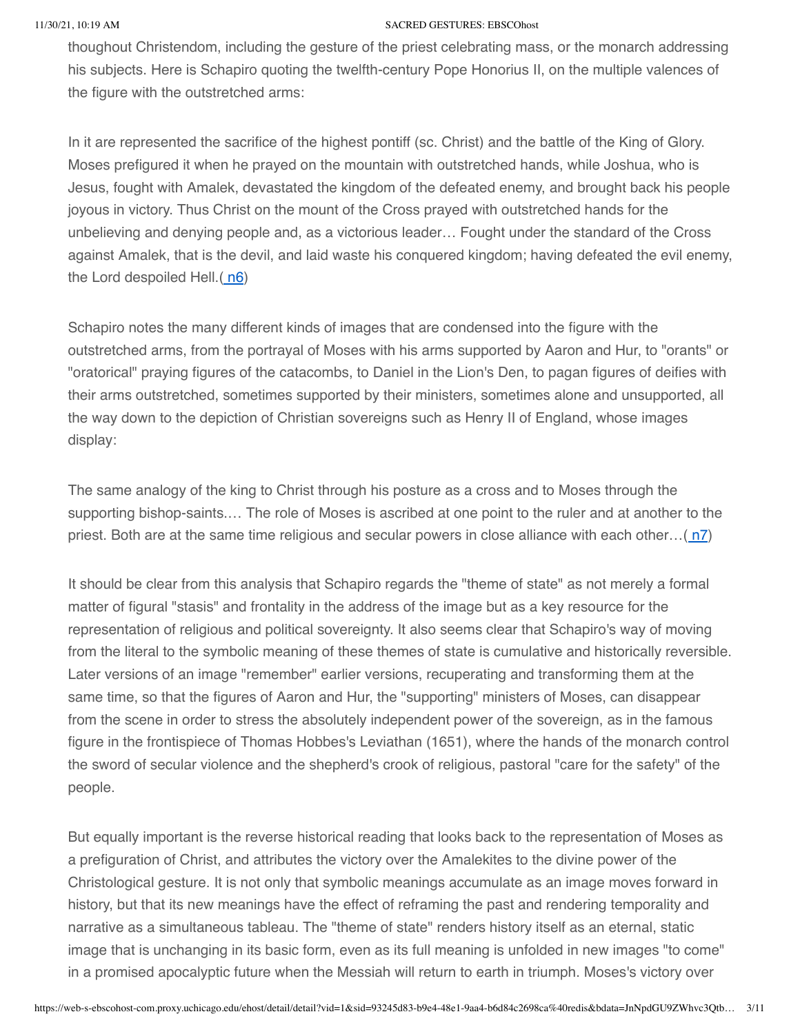thoughout Christendom, including the gesture of the priest celebrating mass, or the monarch addressing his subjects. Here is Schapiro quoting the twelfth-century Pope Honorius II, on the multiple valences of the figure with the outstretched arms:

> In it are represented the sacrifice of the highest pontiff (sc. Christ) and the battle of the King of Glory. Moses prefigured it when he prayed on the mountain with outstretched hands, while Joshua, who is Jesus, fought with Amalek, devastated the kingdom of the defeated enemy, and brought back his people joyous in victory. Thus Christ on the mount of the Cross prayed with outstretched hands for the unbelieving and denying people and, as a victorious leader… Fought under the standard of the Cross against Amalek, that is the devil, and laid waste his conquered kingdom; having defeated the evil enemy, the Lord despoiled Hell.( n6)

Schapiro notes the many different kinds of images that are condensed into the figure with the outstretched arms, from the portrayal of Moses with his arms supported by Aaron and Hur, to "orants" or "oratorical" praying figures of the catacombs, to Daniel in the Lion's Den, to pagan figures of deifies with their arms outstretched, sometimes supported by their ministers, sometimes alone and unsupported, all the way down to the depiction of Christian sovereigns such as Henry II of England, whose images display:

> The same analogy of the king to Christ through his posture as a cross and to Moses through the supporting bishop-saints.… The role of Moses is ascribed at one point to the ruler and at another to the priest. Both are at the same time religious and secular powers in close alliance with each other…( n7)

It should be clear from this analysis that Schapiro regards the "theme of state" as not merely a formal matter of figural "stasis" and frontality in the address of the image but as a key resource for the representation of religious and political sovereignty. It also seems clear that Schapiro's way of moving from the literal to the symbolic meaning of these themes of state is cumulative and historically reversible. Later versions of an image "remember" earlier versions, recuperating and transforming them at the same time, so that the figures of Aaron and Hur, the "supporting" ministers of Moses, can disappear from the scene in order to stress the absolutely independent power of the sovereign, as in the famous figure in the frontispiece of Thomas Hobbes's Leviathan (1651), where the hands of the monarch control the sword of secular violence and the shepherd's crook of religious, pastoral "care for the safety" of the people.

But equally important is the reverse historical reading that looks back to the representation of Moses as a prefiguration of Christ, and attributes the victory over the Amalekites to the divine power of the Christological gesture. It is not only that symbolic meanings accumulate as an image moves forward in history, but that its new meanings have the effect of reframing the past and rendering temporality and narrative as a simultaneous tableau. The "theme of state" renders history itself as an eternal, static image that is unchanging in its basic form, even as its full meaning is unfolded in new images "to come" in a promised apocalyptic future when the Messiah will return to earth in triumph. Moses's victory over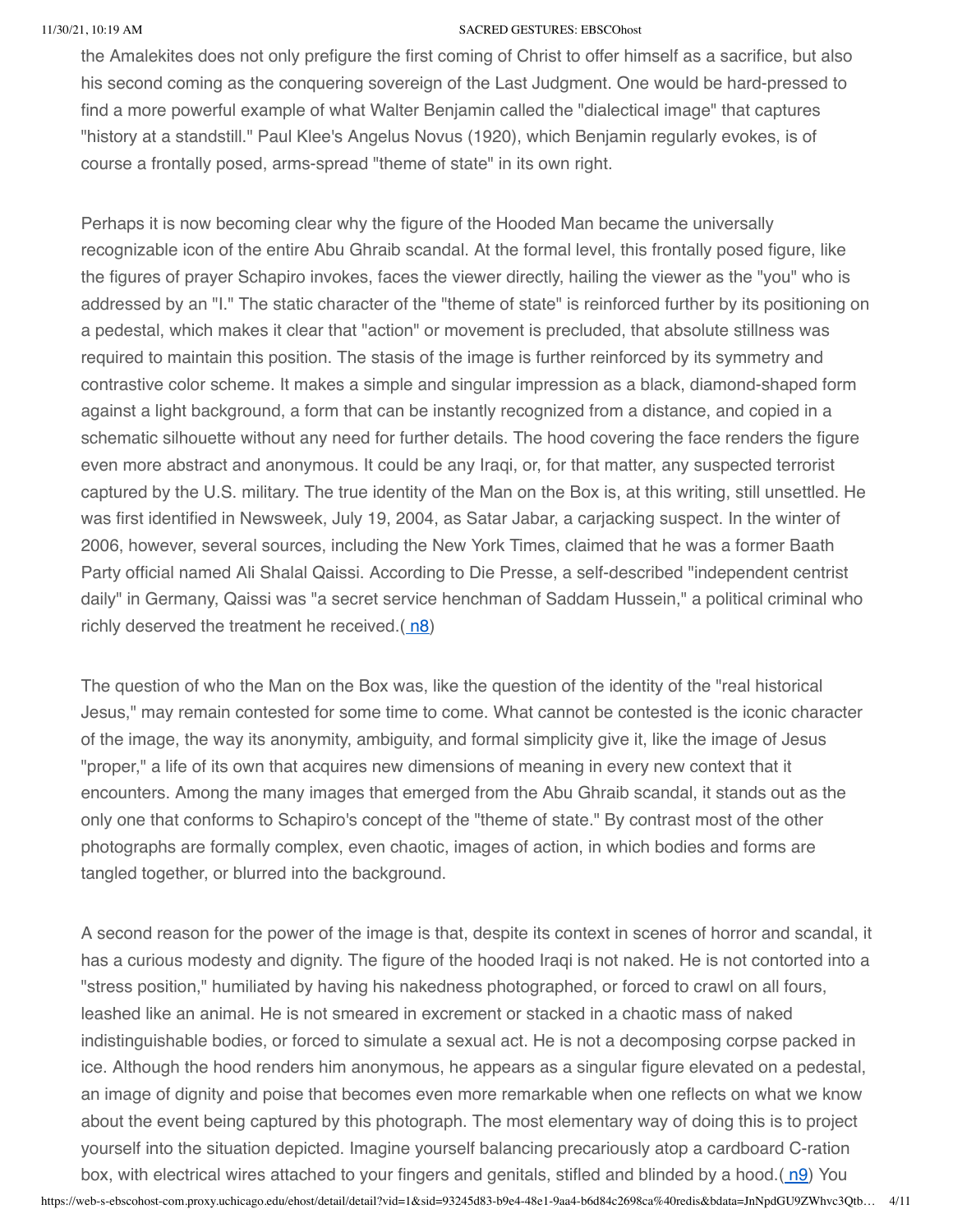the Amalekites does not only prefigure the first coming of Christ to offer himself as a sacrifice, but also his second coming as the conquering sovereign of the Last Judgment. One would be hard-pressed to find a more powerful example of what Walter Benjamin called the "dialectical image" that captures "history at a standstill." Paul Klee's Angelus Novus (1920), which Benjamin regularly evokes, is of course a frontally posed, arms-spread "theme of state" in its own right.

Perhaps it is now becoming clear why the figure of the Hooded Man became the universally recognizable icon of the entire Abu Ghraib scandal. At the formal level, this frontally posed figure, like the figures of prayer Schapiro invokes, faces the viewer directly, hailing the viewer as the "you" who is addressed by an "I." The static character of the "theme of state" is reinforced further by its positioning on a pedestal, which makes it clear that "action" or movement is precluded, that absolute stillness was required to maintain this position. The stasis of the image is further reinforced by its symmetry and contrastive color scheme. It makes a simple and singular impression as a black, diamond-shaped form against a light background, a form that can be instantly recognized from a distance, and copied in a schematic silhouette without any need for further details. The hood covering the face renders the figure even more abstract and anonymous. It could be any Iraqi, or, for that matter, any suspected terrorist captured by the U.S. military. The true identity of the Man on the Box is, at this writing, still unsettled. He was first identified in Newsweek, July 19, 2004, as Satar Jabar, a carjacking suspect. In the winter of 2006, however, several sources, including the New York Times, claimed that he was a former Baath Party official named Ali Shalal Qaissi. According to Die Presse, a self-described "independent centrist daily" in Germany, Qaissi was "a secret service henchman of Saddam Hussein," a political criminal who richly deserved the treatment he received.( n8)

The question of who the Man on the Box was, like the question of the identity of the "real historical Jesus," may remain contested for some time to come. What cannot be contested is the iconic character of the image, the way its anonymity, ambiguity, and formal simplicity give it, like the image of Jesus "proper," a life of its own that acquires new dimensions of meaning in every new context that it encounters. Among the many images that emerged from the Abu Ghraib scandal, it stands out as the only one that conforms to Schapiro's concept of the "theme of state." By contrast most of the other photographs are formally complex, even chaotic, images of action, in which bodies and forms are tangled together, or blurred into the background.

A second reason for the power of the image is that, despite its context in scenes of horror and scandal, it has a curious modesty and dignity. The figure of the hooded Iraqi is not naked. He is not contorted into a "stress position," humiliated by having his nakedness photographed, or forced to crawl on all fours, leashed like an animal. He is not smeared in excrement or stacked in a chaotic mass of naked indistinguishable bodies, or forced to simulate a sexual act. He is not a decomposing corpse packed in ice. Although the hood renders him anonymous, he appears as a singular figure elevated on a pedestal, an image of dignity and poise that becomes even more remarkable when one reflects on what we know about the event being captured by this photograph. The most elementary way of doing this is to project yourself into the situation depicted. Imagine yourself balancing precariously atop a cardboard C-ration box, with electrical wires attached to your fingers and genitals, stifled and blinded by a hood.( n9) You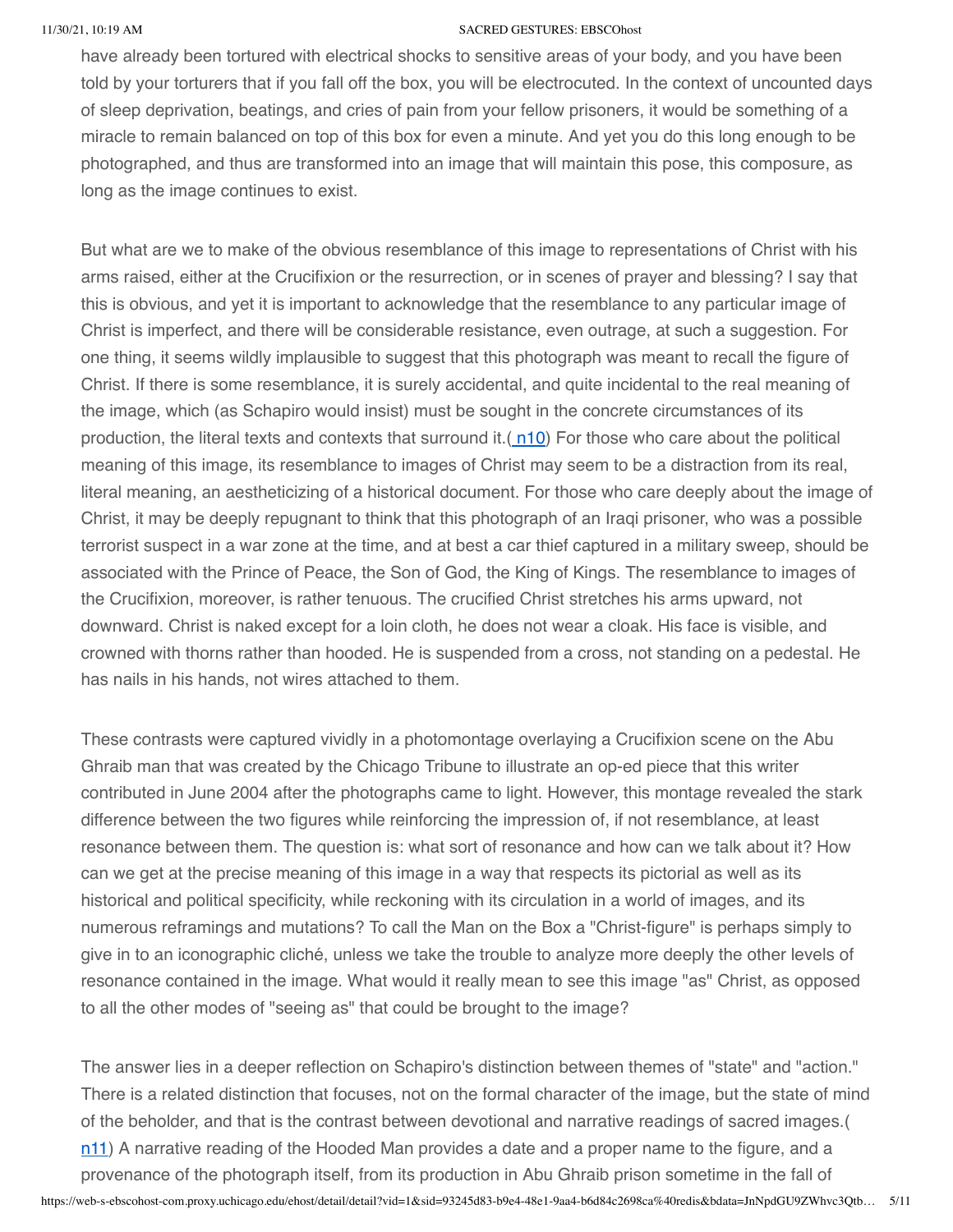have already been tortured with electrical shocks to sensitive areas of your body, and you have been told by your torturers that if you fall off the box, you will be electrocuted. In the context of uncounted days of sleep deprivation, beatings, and cries of pain from your fellow prisoners, it would be something of a miracle to remain balanced on top of this box for even a minute. And yet you do this long enough to be photographed, and thus are transformed into an image that will maintain this pose, this composure, as long as the image continues to exist.

But what are we to make of the obvious resemblance of this image to representations of Christ with his arms raised, either at the Crucifixion or the resurrection, or in scenes of prayer and blessing? I say that this is obvious, and yet it is important to acknowledge that the resemblance to any particular image of Christ is imperfect, and there will be considerable resistance, even outrage, at such a suggestion. For one thing, it seems wildly implausible to suggest that this photograph was meant to recall the figure of Christ. If there is some resemblance, it is surely accidental, and quite incidental to the real meaning of the image, which (as Schapiro would insist) must be sought in the concrete circumstances of its production, the literal texts and contexts that surround it.( n10) For those who care about the political meaning of this image, its resemblance to images of Christ may seem to be a distraction from its real, literal meaning, an aestheticizing of a historical document. For those who care deeply about the image of Christ, it may be deeply repugnant to think that this photograph of an Iraqi prisoner, who was a possible terrorist suspect in a war zone at the time, and at best a car thief captured in a military sweep, should be associated with the Prince of Peace, the Son of God, the King of Kings. The resemblance to images of the Crucifixion, moreover, is rather tenuous. The crucified Christ stretches his arms upward, not downward. Christ is naked except for a loin cloth, he does not wear a cloak. His face is visible, and crowned with thorns rather than hooded. He is suspended from a cross, not standing on a pedestal. He has nails in his hands, not wires attached to them.

These contrasts were captured vividly in a photomontage overlaying a Crucifixion scene on the Abu Ghraib man that was created by the Chicago Tribune to illustrate an op-ed piece that this writer contributed in June 2004 after the photographs came to light. However, this montage revealed the stark difference between the two figures while reinforcing the impression of, if not resemblance, at least resonance between them. The question is: what sort of resonance and how can we talk about it? How can we get at the precise meaning of this image in a way that respects its pictorial as well as its historical and political specificity, while reckoning with its circulation in a world of images, and its numerous reframings and mutations? To call the Man on the Box a "Christ-figure" is perhaps simply to give in to an iconographic cliché, unless we take the trouble to analyze more deeply the other levels of resonance contained in the image. What would it really mean to see this image "as" Christ, as opposed to all the other modes of "seeing as" that could be brought to the image?

The answer lies in a deeper reflection on Schapiro's distinction between themes of "state" and "action." There is a related distinction that focuses, not on the formal character of the image, but the state of mind of the beholder, and that is the contrast between devotional and narrative readings of sacred images.( n11) A narrative reading of the Hooded Man provides a date and a proper name to the figure, and a provenance of the photograph itself, from its production in Abu Ghraib prison sometime in the fall of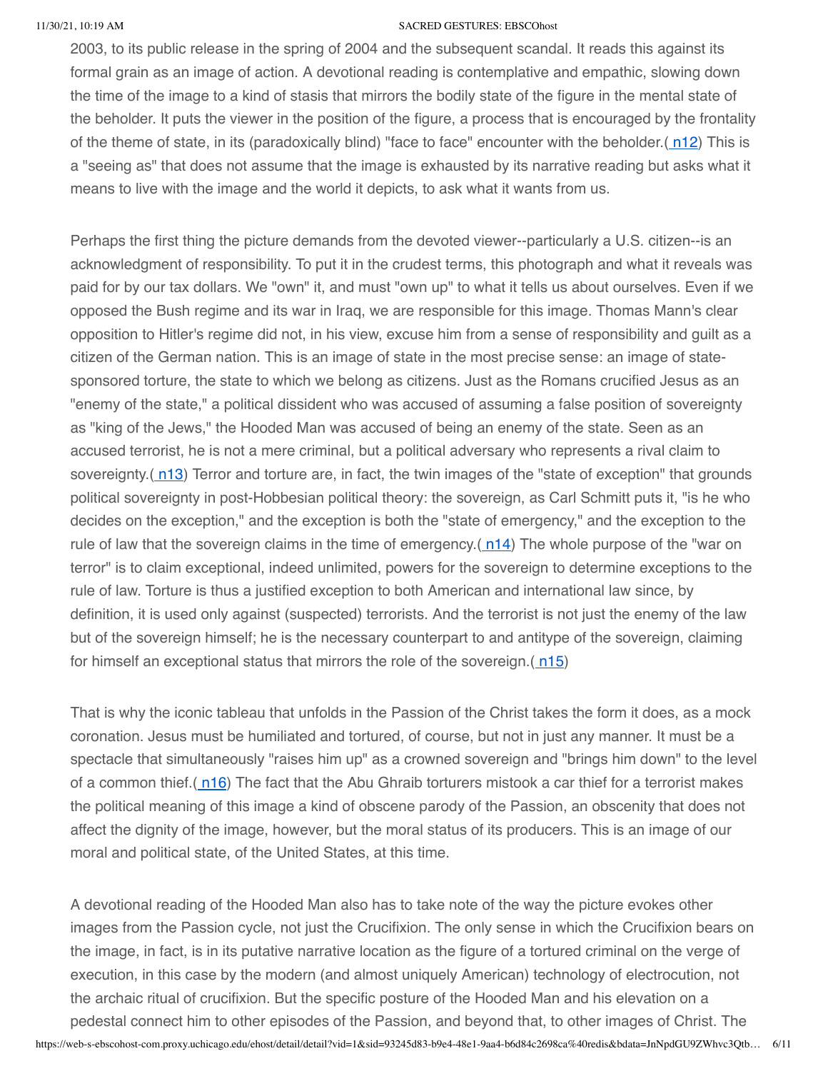2003, to its public release in the spring of 2004 and the subsequent scandal. It reads this against its formal grain as an image of action. A devotional reading is contemplative and empathic, slowing down the time of the image to a kind of stasis that mirrors the bodily state of the figure in the mental state of the beholder. It puts the viewer in the position of the figure, a process that is encouraged by the frontality of the theme of state, in its (paradoxically blind) "face to face" encounter with the beholder.( n12) This is a "seeing as" that does not assume that the image is exhausted by its narrative reading but asks what it means to live with the image and the world it depicts, to ask what it wants from us.

Perhaps the first thing the picture demands from the devoted viewer--particularly a U.S. citizen--is an acknowledgment of responsibility. To put it in the crudest terms, this photograph and what it reveals was paid for by our tax dollars. We "own" it, and must "own up" to what it tells us about ourselves. Even if we opposed the Bush regime and its war in Iraq, we are responsible for this image. Thomas Mann's clear opposition to Hitler's regime did not, in his view, excuse him from a sense of responsibility and guilt as a citizen of the German nation. This is an image of state in the most precise sense: an image of state-sponsored torture, the state to which we belong as citizens. Just as the Romans crucified Jesus as an "enemy of the state," a political dissident who was accused of assuming a false position of sovereignty as "king of the Jews," the Hooded Man was accused of being an enemy of the state. Seen as an accused terrorist, he is not a mere criminal, but a political adversary who represents a rival claim to sovereignty.( n13) Terror and torture are, in fact, the twin images of the "state of exception" that grounds political sovereignty in post-Hobbesian political theory: the sovereign, as Carl Schmitt puts it, "is he who decides on the exception," and the exception is both the "state of emergency," and the exception to the rule of law that the sovereign claims in the time of emergency.( n14) The whole purpose of the "war on terror" is to claim exceptional, indeed unlimited, powers for the sovereign to determine exceptions to the rule of law. Torture is thus a justified exception to both American and international law since, by definition, it is used only against (suspected) terrorists. And the terrorist is not just the enemy of the law but of the sovereign himself; he is the necessary counterpart to and antitype of the sovereign, claiming for himself an exceptional status that mirrors the role of the sovereign.( n15)

That is why the iconic tableau that unfolds in the Passion of the Christ takes the form it does, as a mock coronation. Jesus must be humiliated and tortured, of course, but not in just any manner. It must be a spectacle that simultaneously "raises him up" as a crowned sovereign and "brings him down" to the level of a common thief.( n16) The fact that the Abu Ghraib torturers mistook a car thief for a terrorist makes the political meaning of this image a kind of obscene parody of the Passion, an obscenity that does not affect the dignity of the image, however, but the moral status of its producers. This is an image of our moral and political state, of the United States, at this time.

A devotional reading of the Hooded Man also has to take note of the way the picture evokes other images from the Passion cycle, not just the Crucifixion. The only sense in which the Crucifixion bears on the image, in fact, is in its putative narrative location as the figure of a tortured criminal on the verge of execution, in this case by the modern (and almost uniquely American) technology of electrocution, not the archaic ritual of crucifixion. But the specific posture of the Hooded Man and his elevation on a pedestal connect him to other episodes of the Passion, and beyond that, to other images of Christ. The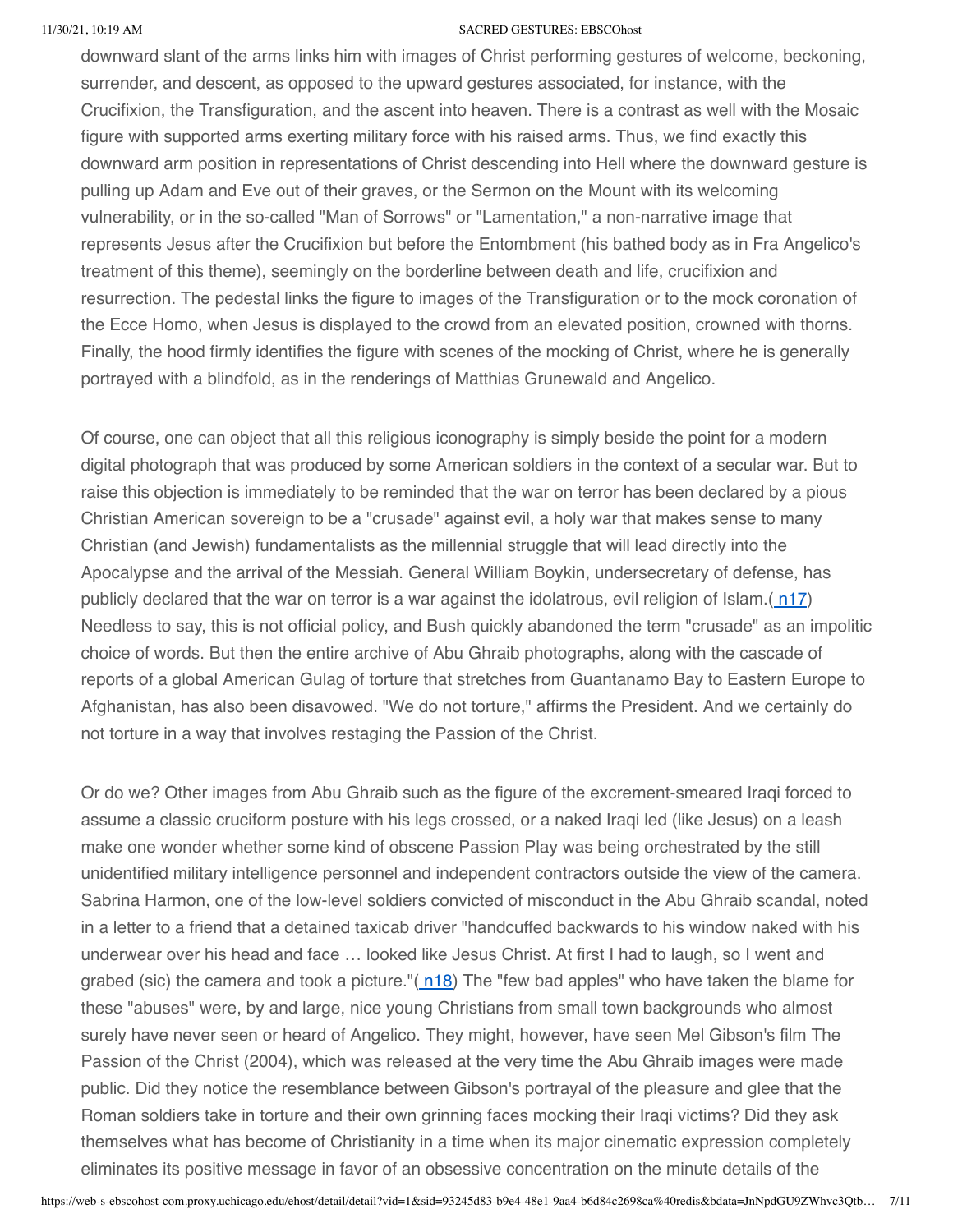downward slant of the arms links him with images of Christ performing gestures of welcome, beckoning, surrender, and descent, as opposed to the upward gestures associated, for instance, with the Crucifixion, the Transfiguration, and the ascent into heaven. There is a contrast as well with the Mosaic figure with supported arms exerting military force with his raised arms. Thus, we find exactly this downward arm position in representations of Christ descending into Hell where the downward gesture is pulling up Adam and Eve out of their graves, or the Sermon on the Mount with its welcoming vulnerability, or in the so-called "Man of Sorrows" or "Lamentation," a non-narrative image that represents Jesus after the Crucifixion but before the Entombment (his bathed body as in Fra Angelico's treatment of this theme), seemingly on the borderline between death and life, crucifixion and resurrection. The pedestal links the figure to images of the Transfiguration or to the mock coronation of the Ecce Homo, when Jesus is displayed to the crowd from an elevated position, crowned with thorns. Finally, the hood firmly identifies the figure with scenes of the mocking of Christ, where he is generally portrayed with a blindfold, as in the renderings of Matthias Grunewald and Angelico.

Of course, one can object that all this religious iconography is simply beside the point for a modern digital photograph that was produced by some American soldiers in the context of a secular war. But to raise this objection is immediately to be reminded that the war on terror has been declared by a pious Christian American sovereign to be a "crusade" against evil, a holy war that makes sense to many Christian (and Jewish) fundamentalists as the millennial struggle that will lead directly into the Apocalypse and the arrival of the Messiah. General William Boykin, undersecretary of defense, has publicly declared that the war on terror is a war against the idolatrous, evil religion of Islam.( n17) Needless to say, this is not official policy, and Bush quickly abandoned the term "crusade" as an impolitic choice of words. But then the entire archive of Abu Ghraib photographs, along with the cascade of reports of a global American Gulag of torture that stretches from Guantanamo Bay to Eastern Europe to Afghanistan, has also been disavowed. "We do not torture," affirms the President. And we certainly do not torture in a way that involves restaging the Passion of the Christ.

Or do we? Other images from Abu Ghraib such as the figure of the excrement-smeared Iraqi forced to assume a classic cruciform posture with his legs crossed, or a naked Iraqi led (like Jesus) on a leash make one wonder whether some kind of obscene Passion Play was being orchestrated by the still unidentified military intelligence personnel and independent contractors outside the view of the camera. Sabrina Harmon, one of the low-level soldiers convicted of misconduct in the Abu Ghraib scandal, noted in a letter to a friend that a detained taxicab driver "handcuffed backwards to his window naked with his underwear over his head and face … looked like Jesus Christ. At first I had to laugh, so I went and grabed (sic) the camera and took a picture."( n18) The "few bad apples" who have taken the blame for these "abuses" were, by and large, nice young Christians from small town backgrounds who almost surely have never seen or heard of Angelico. They might, however, have seen Mel Gibson's film The Passion of the Christ (2004), which was released at the very time the Abu Ghraib images were made public. Did they notice the resemblance between Gibson's portrayal of the pleasure and glee that the Roman soldiers take in torture and their own grinning faces mocking their Iraqi victims? Did they ask themselves what has become of Christianity in a time when its major cinematic expression completely eliminates its positive message in favor of an obsessive concentration on the minute details of the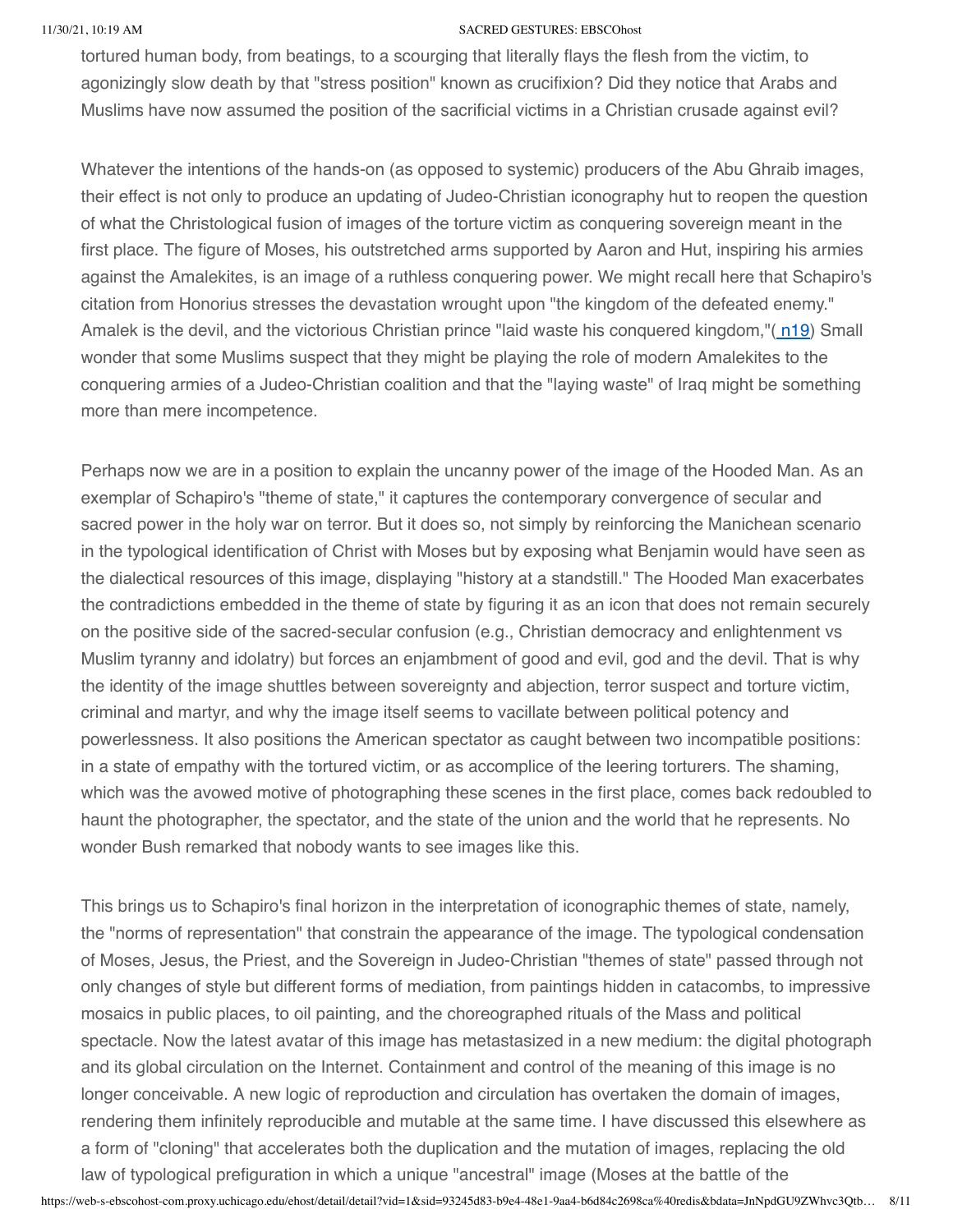tortured human body, from beatings, to a scourging that literally flays the flesh from the victim, to agonizingly slow death by that "stress position" known as crucifixion? Did they notice that Arabs and Muslims have now assumed the position of the sacrificial victims in a Christian crusade against evil?

Whatever the intentions of the hands-on (as opposed to systemic) producers of the Abu Ghraib images, their effect is not only to produce an updating of Judeo-Christian iconography hut to reopen the question of what the Christological fusion of images of the torture victim as conquering sovereign meant in the first place. The figure of Moses, his outstretched arms supported by Aaron and Hut, inspiring his armies against the Amalekites, is an image of a ruthless conquering power. We might recall here that Schapiro's citation from Honorius stresses the devastation wrought upon "the kingdom of the defeated enemy." Amalek is the devil, and the victorious Christian prince "laid waste his conquered kingdom,"( n19) Small wonder that some Muslims suspect that they might be playing the role of modern Amalekites to the conquering armies of a Judeo-Christian coalition and that the "laying waste" of Iraq might be something more than mere incompetence.

Perhaps now we are in a position to explain the uncanny power of the image of the Hooded Man. As an exemplar of Schapiro's "theme of state," it captures the contemporary convergence of secular and sacred power in the holy war on terror. But it does so, not simply by reinforcing the Manichean scenario in the typological identification of Christ with Moses but by exposing what Benjamin would have seen as the dialectical resources of this image, displaying "history at a standstill." The Hooded Man exacerbates the contradictions embedded in the theme of state by figuring it as an icon that does not remain securely on the positive side of the sacred-secular confusion (e.g., Christian democracy and enlightenment vs Muslim tyranny and idolatry) but forces an enjambment of good and evil, god and the devil. That is why the identity of the image shuttles between sovereignty and abjection, terror suspect and torture victim, criminal and martyr, and why the image itself seems to vacillate between political potency and powerlessness. It also positions the American spectator as caught between two incompatible positions: in a state of empathy with the tortured victim, or as accomplice of the leering torturers. The shaming, which was the avowed motive of photographing these scenes in the first place, comes back redoubled to haunt the photographer, the spectator, and the state of the union and the world that he represents. No wonder Bush remarked that nobody wants to see images like this.

This brings us to Schapiro's final horizon in the interpretation of iconographic themes of state, namely, the "norms of representation" that constrain the appearance of the image. The typological condensation of Moses, Jesus, the Priest, and the Sovereign in Judeo-Christian "themes of state" passed through not only changes of style but different forms of mediation, from paintings hidden in catacombs, to impressive mosaics in public places, to oil painting, and the choreographed rituals of the Mass and political spectacle. Now the latest avatar of this image has metastasized in a new medium: the digital photograph and its global circulation on the Internet. Containment and control of the meaning of this image is no longer conceivable. A new logic of reproduction and circulation has overtaken the domain of images, rendering them infinitely reproducible and mutable at the same time. I have discussed this elsewhere as a form of "cloning" that accelerates both the duplication and the mutation of images, replacing the old law of typological prefiguration in which a unique "ancestral" image (Moses at the battle of the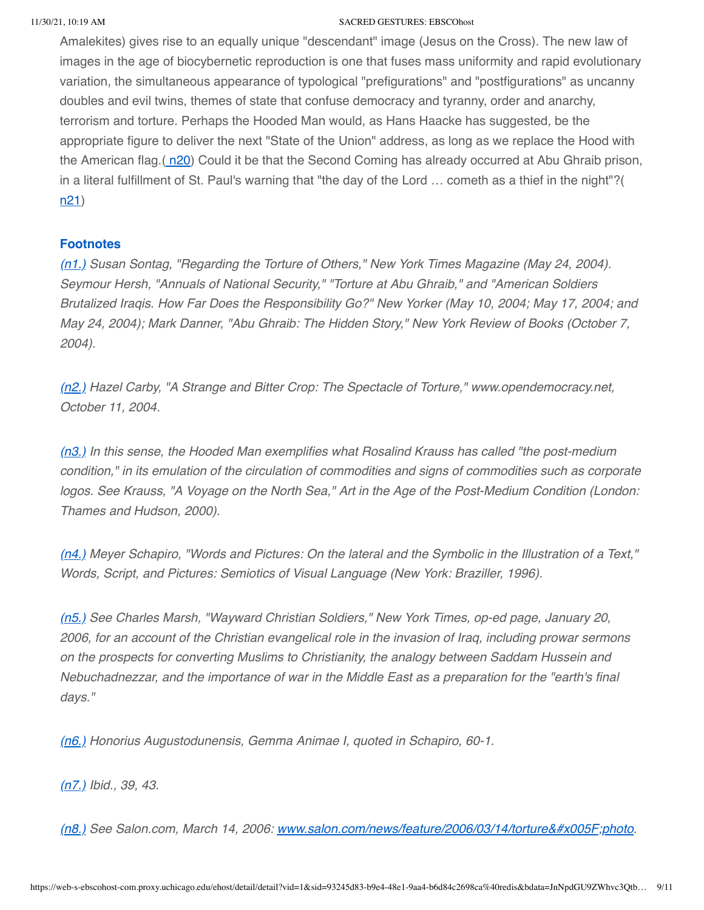Amalekites) gives rise to an equally unique "descendant" image (Jesus on the Cross). The new law of images in the age of biocybernetic reproduction is one that fuses mass uniformity and rapid evolutionary variation, the simultaneous appearance of typological "prefigurations" and "postfigurations" as uncanny doubles and evil twins, themes of state that confuse democracy and tyranny, order and anarchy, terrorism and torture. Perhaps the Hooded Man would, as Hans Haacke has suggested, be the appropriate figure to deliver the next "State of the Union" address, as long as we replace the Hood with the American flag.( n20) Could it be that the Second Coming has already occurred at Abu Ghraib prison, in a literal fulfillment of St. Paul's warning that "the day of the Lord … cometh as a thief in the night"?( n21)

### Footnotes

*(n1.) Susan Sontag, "Regarding the Torture of Others," New York Times Magazine (May 24, 2004). Seymour Hersh, "Annuals of National Security," "Torture at Abu Ghraib," and "American Soldiers Brutalized Iraqis. How Far Does the Responsibility Go?" New Yorker (May 10, 2004; May 17, 2004; and May 24, 2004); Mark Danner, "Abu Ghraib: The Hidden Story," New York Review of Books (October 7, 2004).*

*(n2.) Hazel Carby, "A Strange and Bitter Crop: The Spectacle of Torture," www.opendemocracy.net, October 11, 2004.*

*(n3.) In this sense, the Hooded Man exemplifies what Rosalind Krauss has called "the post-medium condition," in its emulation of the circulation of commodities and signs of commodities such as corporate logos. See Krauss, "A Voyage on the North Sea," Art in the Age of the Post-Medium Condition (London: Thames and Hudson, 2000).*

*(n4.) Meyer Schapiro, "Words and Pictures: On the lateral and the Symbolic in the Illustration of a Text," Words, Script, and Pictures: Semiotics of Visual Language (New York: Braziller, 1996).*

*(n5.) See Charles Marsh, "Wayward Christian Soldiers," New York Times, op-ed page, January 20, 2006, for an account of the Christian evangelical role in the invasion of Iraq, including prowar sermons on the prospects for converting Muslims to Christianity, the analogy between Saddam Hussein and Nebuchadnezzar, and the importance of war in the Middle East as a preparation for the "earth's final days."*

*(n6.) Honorius Augustodunensis, Gemma Animae I, quoted in Schapiro, 60-1.*

*(n7.) Ibid., 39, 43.*

*(n8.) See Salon.com, March 14, 2006: www.salon.com/news/feature/2006/03/14/torture&#x005F;photo.*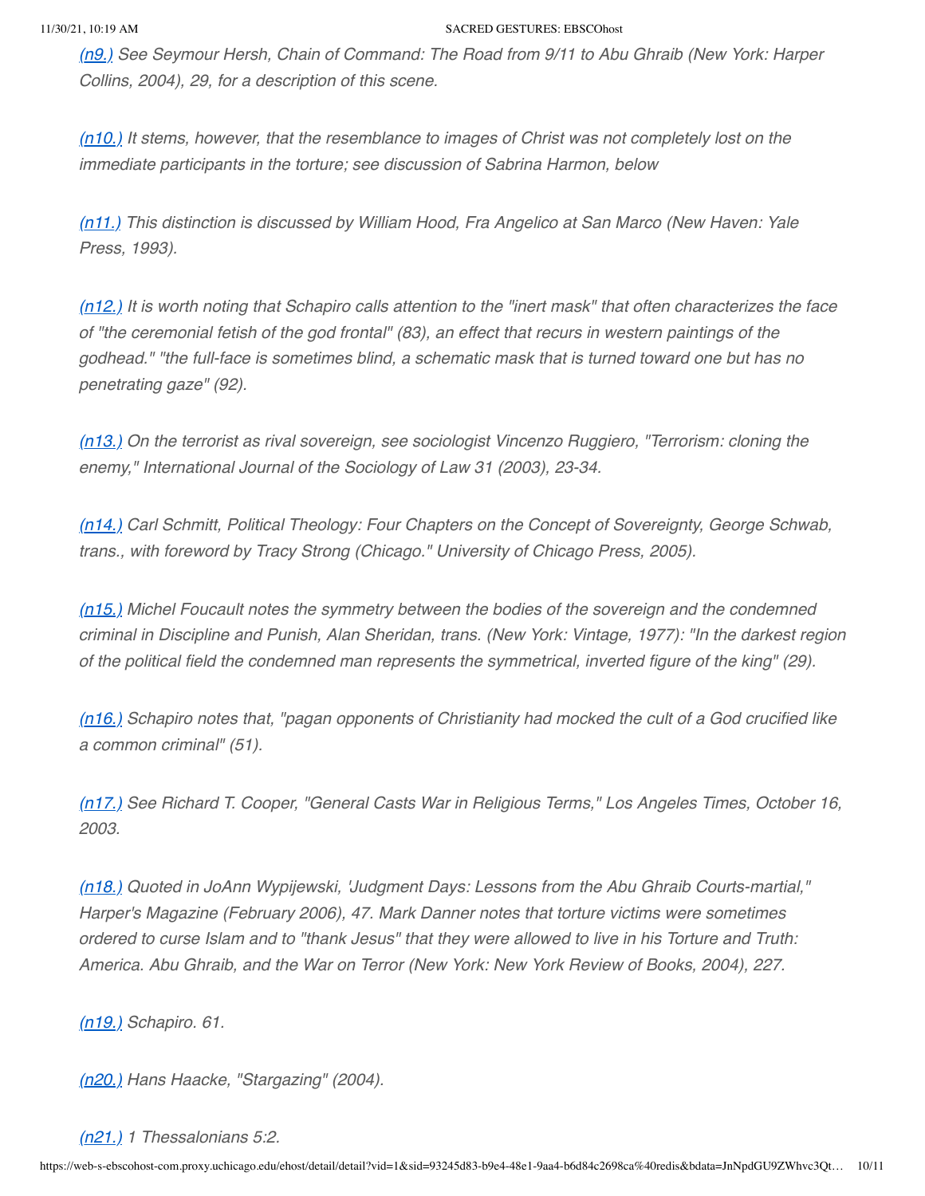*[(n9.)](#) See Seymour Hersh, Chain of Command: The Road from 9/11 to Abu Ghraib (New York: Harper Collins, 2004), 29, for a description of this scene.*

*[(n10.)](#) It stems, however, that the resemblance to images of Christ was not completely lost on the immediate participants in the torture; see discussion of Sabrina Harmon, below*

*[(n11.)](#) This distinction is discussed by William Hood, Fra Angelico at San Marco (New Haven: Yale Press, 1993).*

*[(n12.)](#) It is worth noting that Schapiro calls attention to the "inert mask" that often characterizes the face of "the ceremonial fetish of the god frontal" (83), an effect that recurs in western paintings of the godhead." "the full-face is sometimes blind, a schematic mask that is turned toward one but has no penetrating gaze" (92).*

*[(n13.)](#) On the terrorist as rival sovereign, see sociologist Vincenzo Ruggiero, "Terrorism: cloning the enemy," International Journal of the Sociology of Law 31 (2003), 23-34.*

*[(n14.)](#) Carl Schmitt, Political Theology: Four Chapters on the Concept of Sovereignty, George Schwab, trans., with foreword by Tracy Strong (Chicago." University of Chicago Press, 2005).*

*[(n15.)](#) Michel Foucault notes the symmetry between the bodies of the sovereign and the condemned criminal in Discipline and Punish, Alan Sheridan, trans. (New York: Vintage, 1977): "In the darkest region of the political field the condemned man represents the symmetrical, inverted figure of the king" (29).*

*[(n16.)](#) Schapiro notes that, "pagan opponents of Christianity had mocked the cult of a God crucified like a common criminal" (51).*

*[(n17.)](#) See Richard T. Cooper, "General Casts War in Religious Terms," Los Angeles Times, October 16, 2003.*

*[(n18.)](#) Quoted in JoAnn Wypijewski, 'Judgment Days: Lessons from the Abu Ghraib Courts-martial," Harper's Magazine (February 2006), 47. Mark Danner notes that torture victims were sometimes ordered to curse Islam and to "thank Jesus" that they were allowed to live in his Torture and Truth: America. Abu Ghraib, and the War on Terror (New York: New York Review of Books, 2004), 227.*

*[(n19.)](#) Schapiro. 61.*

*[(n20.)](#) Hans Haacke, "Stargazing" (2004).*

*[(n21.)](#) 1 Thessalonians 5:2.*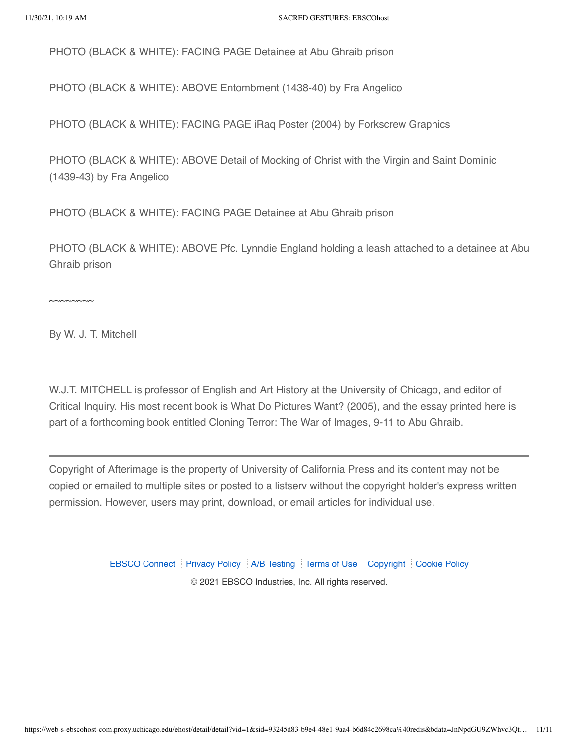PHOTO (BLACK & WHITE): FACING PAGE Detainee at Abu Ghraib prison

PHOTO (BLACK & WHITE): ABOVE Entombment (1438-40) by Fra Angelico

PHOTO (BLACK & WHITE): FACING PAGE iRaq Poster (2004) by Forkscrew Graphics

PHOTO (BLACK & WHITE): ABOVE Detail of Mocking of Christ with the Virgin and Saint Dominic (1439-43) by Fra Angelico

PHOTO (BLACK & WHITE): FACING PAGE Detainee at Abu Ghraib prison

PHOTO (BLACK & WHITE): ABOVE Pfc. Lynndie England holding a leash attached to a detainee at Abu Ghraib prison

~~~~~~~~

By W. J. T. Mitchell

W.J.T. MITCHELL is professor of English and Art History at the University of Chicago, and editor of Critical Inquiry. His most recent book is What Do Pictures Want? (2005), and the essay printed here is part of a forthcoming book entitled Cloning Terror: The War of Images, 9-11 to Abu Ghraib.

---

Copyright of Afterimage is the property of University of California Press and its content may not be copied or emailed to multiple sites or posted to a listserv without the copyright holder's express written permission. However, users may print, download, or email articles for individual use.

EBSCO Connect | Privacy Policy | A/B Testing | Terms of Use | Copyright | Cookie Policy

© 2021 EBSCO Industries, Inc. All rights reserved.